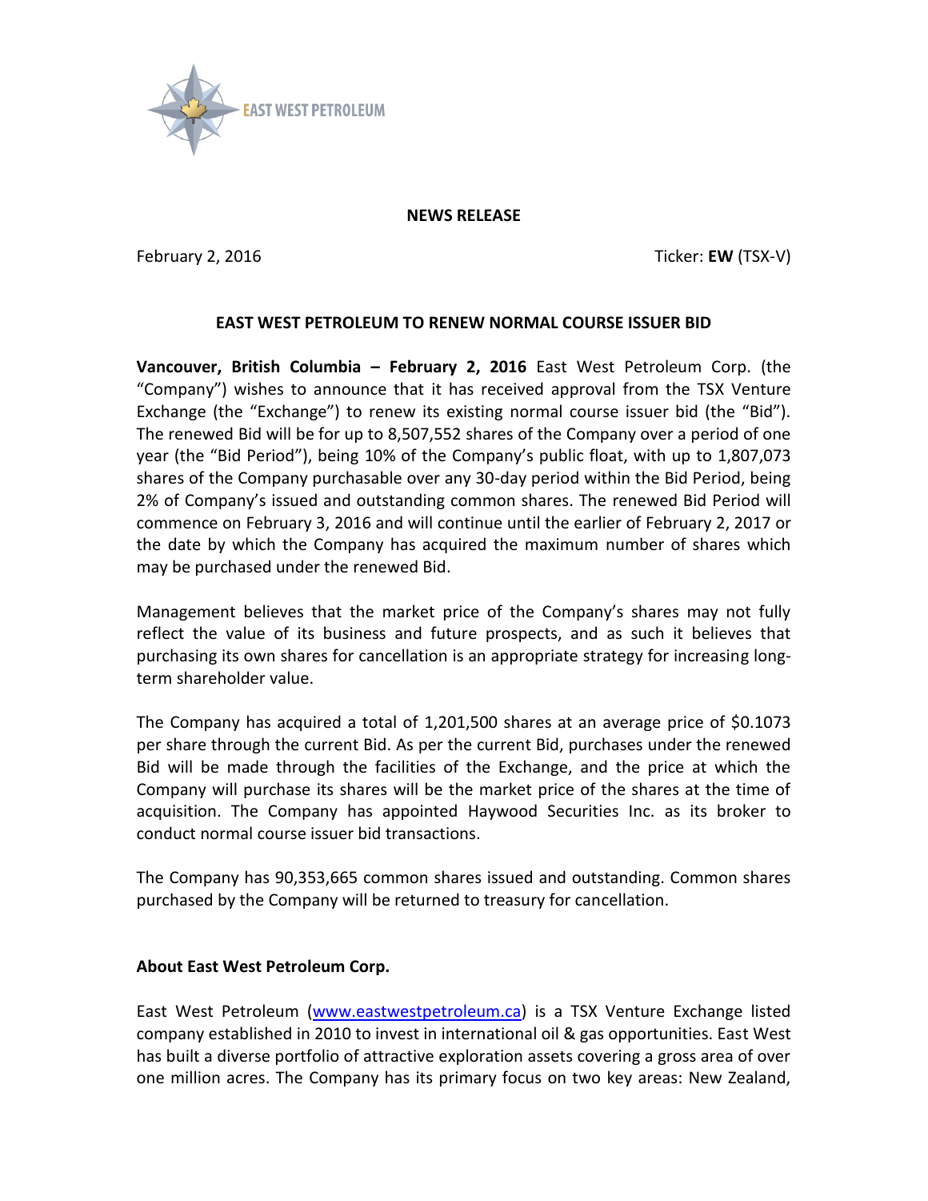**NEWS RELEASE**

February 2, 2016

Ticker: **EW** (TSX-V)

## EAST WEST PETROLEUM TO RENEW NORMAL COURSE ISSUER BID

**Vancouver, British Columbia – February 2, 2016** East West Petroleum Corp. (the "Company") wishes to announce that it has received approval from the TSX Venture Exchange (the "Exchange") to renew its existing normal course issuer bid (the "Bid"). The renewed Bid will be for up to 8,507,552 shares of the Company over a period of one year (the "Bid Period"), being 10% of the Company's public float, with up to 1,807,073 shares of the Company purchasable over any 30-day period within the Bid Period, being 2% of Company's issued and outstanding common shares. The renewed Bid Period will commence on February 3, 2016 and will continue until the earlier of February 2, 2017 or the date by which the Company has acquired the maximum number of shares which may be purchased under the renewed Bid.

Management believes that the market price of the Company's shares may not fully reflect the value of its business and future prospects, and as such it believes that purchasing its own shares for cancellation is an appropriate strategy for increasing long-term shareholder value.

The Company has acquired a total of 1,201,500 shares at an average price of $0.1073 per share through the current Bid. As per the current Bid, purchases under the renewed Bid will be made through the facilities of the Exchange, and the price at which the Company will purchase its shares will be the market price of the shares at the time of acquisition. The Company has appointed Haywood Securities Inc. as its broker to conduct normal course issuer bid transactions.

The Company has 90,353,665 common shares issued and outstanding. Common shares purchased by the Company will be returned to treasury for cancellation.

**About East West Petroleum Corp.**

East West Petroleum (www.eastwestpetroleum.ca) is a TSX Venture Exchange listed company established in 2010 to invest in international oil & gas opportunities. East West has built a diverse portfolio of attractive exploration assets covering a gross area of over one million acres. The Company has its primary focus on two key areas: New Zealand,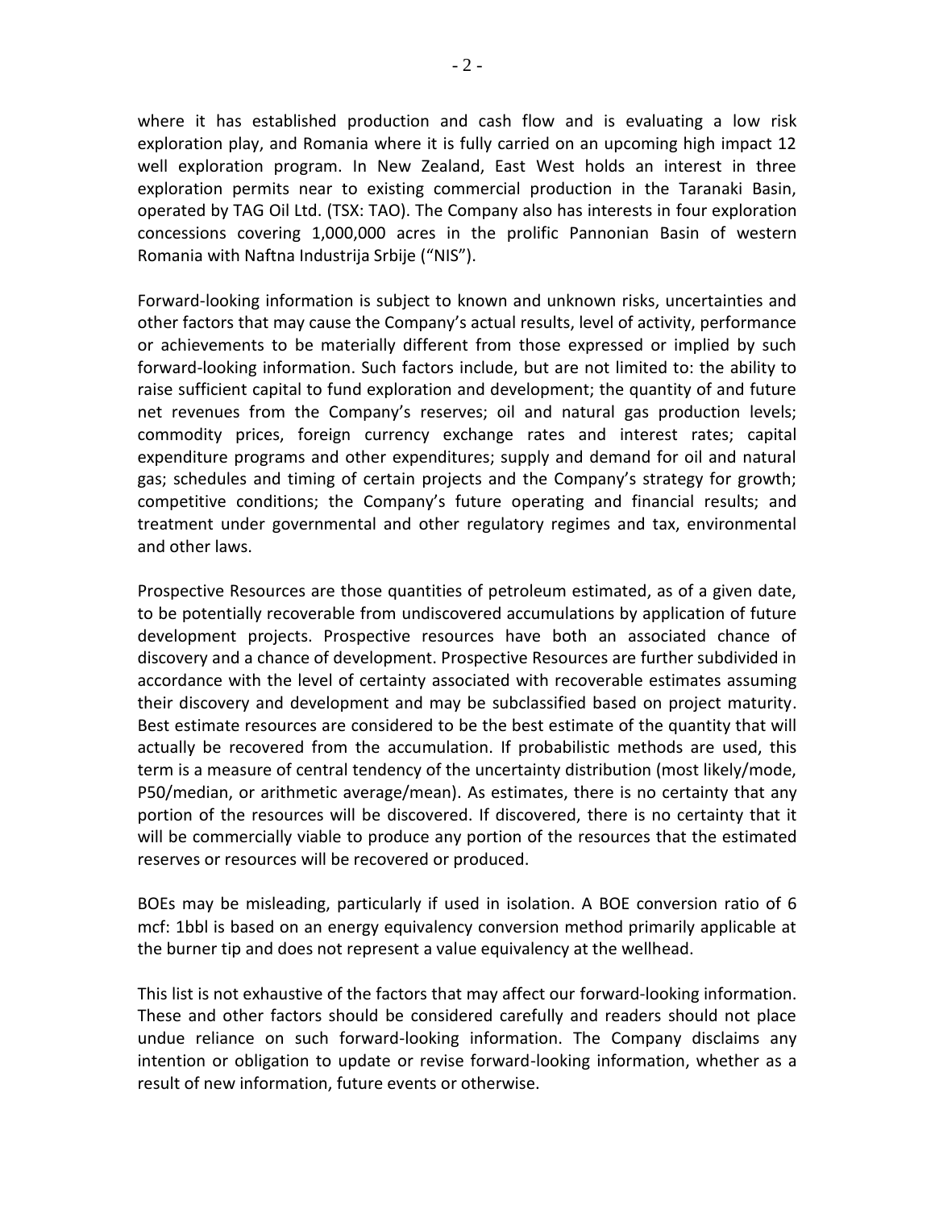where it has established production and cash flow and is evaluating a low risk exploration play, and Romania where it is fully carried on an upcoming high impact 12 well exploration program. In New Zealand, East West holds an interest in three exploration permits near to existing commercial production in the Taranaki Basin, operated by TAG Oil Ltd. (TSX: TAO). The Company also has interests in four exploration concessions covering 1,000,000 acres in the prolific Pannonian Basin of western Romania with Naftna Industrija Srbije ("NIS").

Forward-looking information is subject to known and unknown risks, uncertainties and other factors that may cause the Company's actual results, level of activity, performance or achievements to be materially different from those expressed or implied by such forward-looking information. Such factors include, but are not limited to: the ability to raise sufficient capital to fund exploration and development; the quantity of and future net revenues from the Company's reserves; oil and natural gas production levels; commodity prices, foreign currency exchange rates and interest rates; capital expenditure programs and other expenditures; supply and demand for oil and natural gas; schedules and timing of certain projects and the Company's strategy for growth; competitive conditions; the Company's future operating and financial results; and treatment under governmental and other regulatory regimes and tax, environmental and other laws.

Prospective Resources are those quantities of petroleum estimated, as of a given date, to be potentially recoverable from undiscovered accumulations by application of future development projects. Prospective resources have both an associated chance of discovery and a chance of development. Prospective Resources are further subdivided in accordance with the level of certainty associated with recoverable estimates assuming their discovery and development and may be subclassified based on project maturity. Best estimate resources are considered to be the best estimate of the quantity that will actually be recovered from the accumulation. If probabilistic methods are used, this term is a measure of central tendency of the uncertainty distribution (most likely/mode, P50/median, or arithmetic average/mean). As estimates, there is no certainty that any portion of the resources will be discovered. If discovered, there is no certainty that it will be commercially viable to produce any portion of the resources that the estimated reserves or resources will be recovered or produced.

BOEs may be misleading, particularly if used in isolation. A BOE conversion ratio of 6 mcf: 1bbl is based on an energy equivalency conversion method primarily applicable at the burner tip and does not represent a value equivalency at the wellhead.

This list is not exhaustive of the factors that may affect our forward-looking information. These and other factors should be considered carefully and readers should not place undue reliance on such forward-looking information. The Company disclaims any intention or obligation to update or revise forward-looking information, whether as a result of new information, future events or otherwise.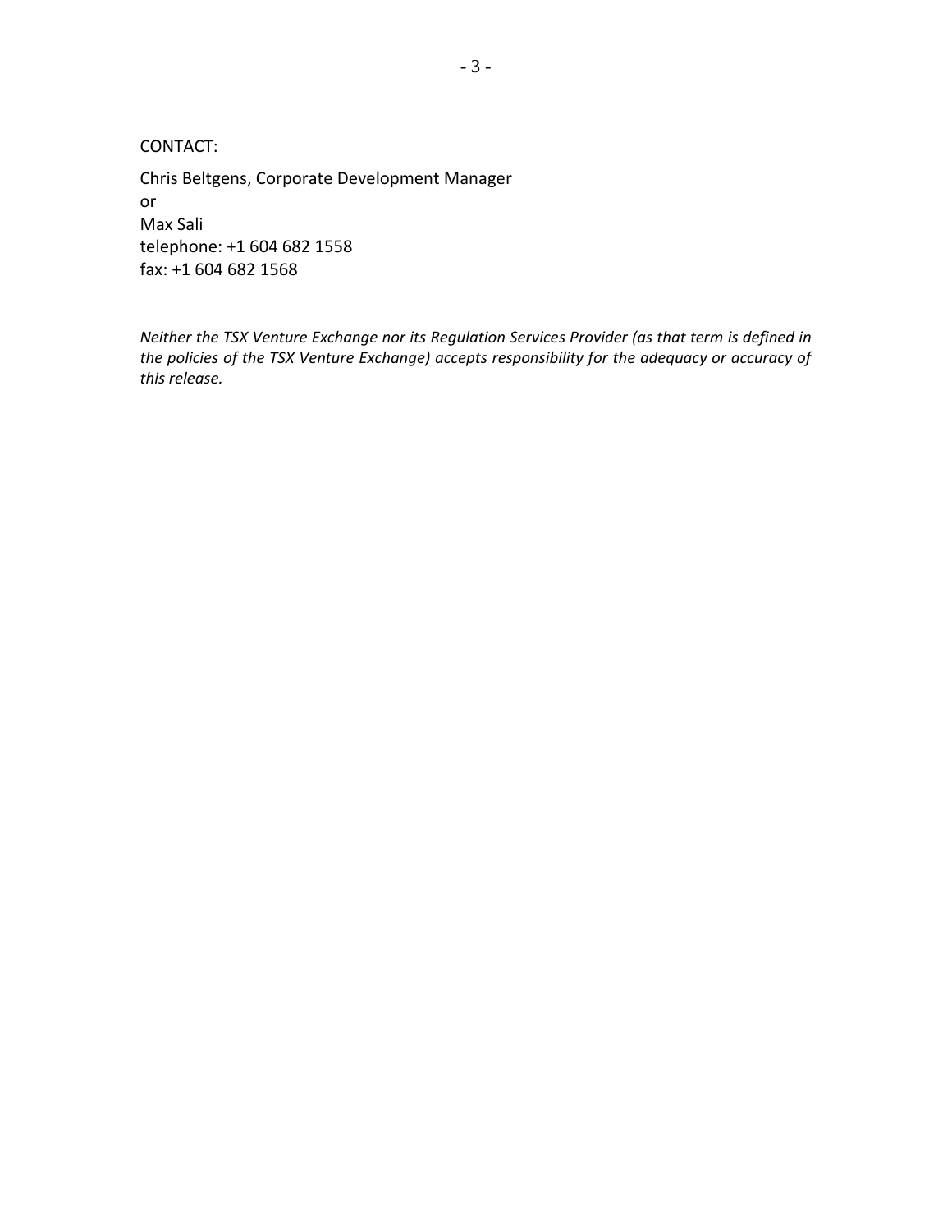CONTACT:

Chris Beltgens, Corporate Development Manager
or
Max Sali
telephone: +1 604 682 1558
fax: +1 604 682 1568

*Neither the TSX Venture Exchange nor its Regulation Services Provider (as that term is defined in the policies of the TSX Venture Exchange) accepts responsibility for the adequacy or accuracy of this release.*